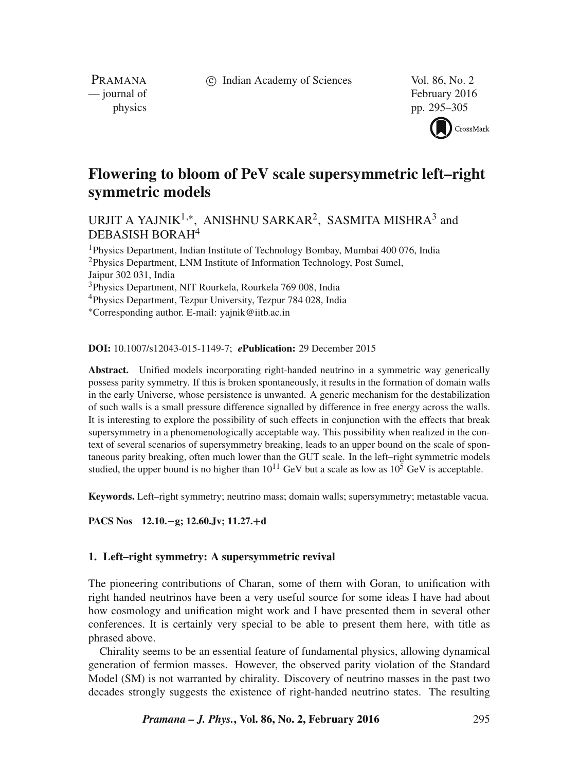# Flowering to bloom of PeV scale supersymmetric left–right symmetric models

URJIT A YAJNIK[1,*], ANISHNU SARKAR[2], SASMITA MISHRA[3] and DEBASISH BORAH[4]

[1]Physics Department, Indian Institute of Technology Bombay, Mumbai 400 076, India
[2]Physics Department, LNM Institute of Information Technology, Post Sumel, Jaipur 302 031, India
[3]Physics Department, NIT Rourkela, Rourkela 769 008, India
[4]Physics Department, Tezpur University, Tezpur 784 028, India
[*]Corresponding author. E-mail: yajnik@iitb.ac.in

**DOI:** 10.1007/s12043-015-1149-7; ***e*Publication:** 29 December 2015

**Abstract.** Unified models incorporating right-handed neutrino in a symmetric way generically possess parity symmetry. If this is broken spontaneously, it results in the formation of domain walls in the early Universe, whose persistence is unwanted. A generic mechanism for the destabilization of such walls is a small pressure difference signalled by difference in free energy across the walls. It is interesting to explore the possibility of such effects in conjunction with the effects that break supersymmetry in a phenomenologically acceptable way. This possibility when realized in the context of several scenarios of supersymmetry breaking, leads to an upper bound on the scale of spontaneous parity breaking, often much lower than the GUT scale. In the left–right symmetric models studied, the upper bound is no higher than $10^{11}$ GeV but a scale as low as $10^5$ GeV is acceptable.

**Keywords.** Left–right symmetry; neutrino mass; domain walls; supersymmetry; metastable vacua.

**PACS Nos** 12.10.−g; 12.60.Jv; 11.27.+d

## 1. Left–right symmetry: A supersymmetric revival

The pioneering contributions of Charan, some of them with Goran, to unification with right handed neutrinos have been a very useful source for some ideas I have had about how cosmology and unification might work and I have presented them in several other conferences. It is certainly very special to be able to present them here, with title as phrased above.

Chirality seems to be an essential feature of fundamental physics, allowing dynamical generation of fermion masses. However, the observed parity violation of the Standard Model (SM) is not warranted by chirality. Discovery of neutrino masses in the past two decades strongly suggests the existence of right-handed neutrino states. The resulting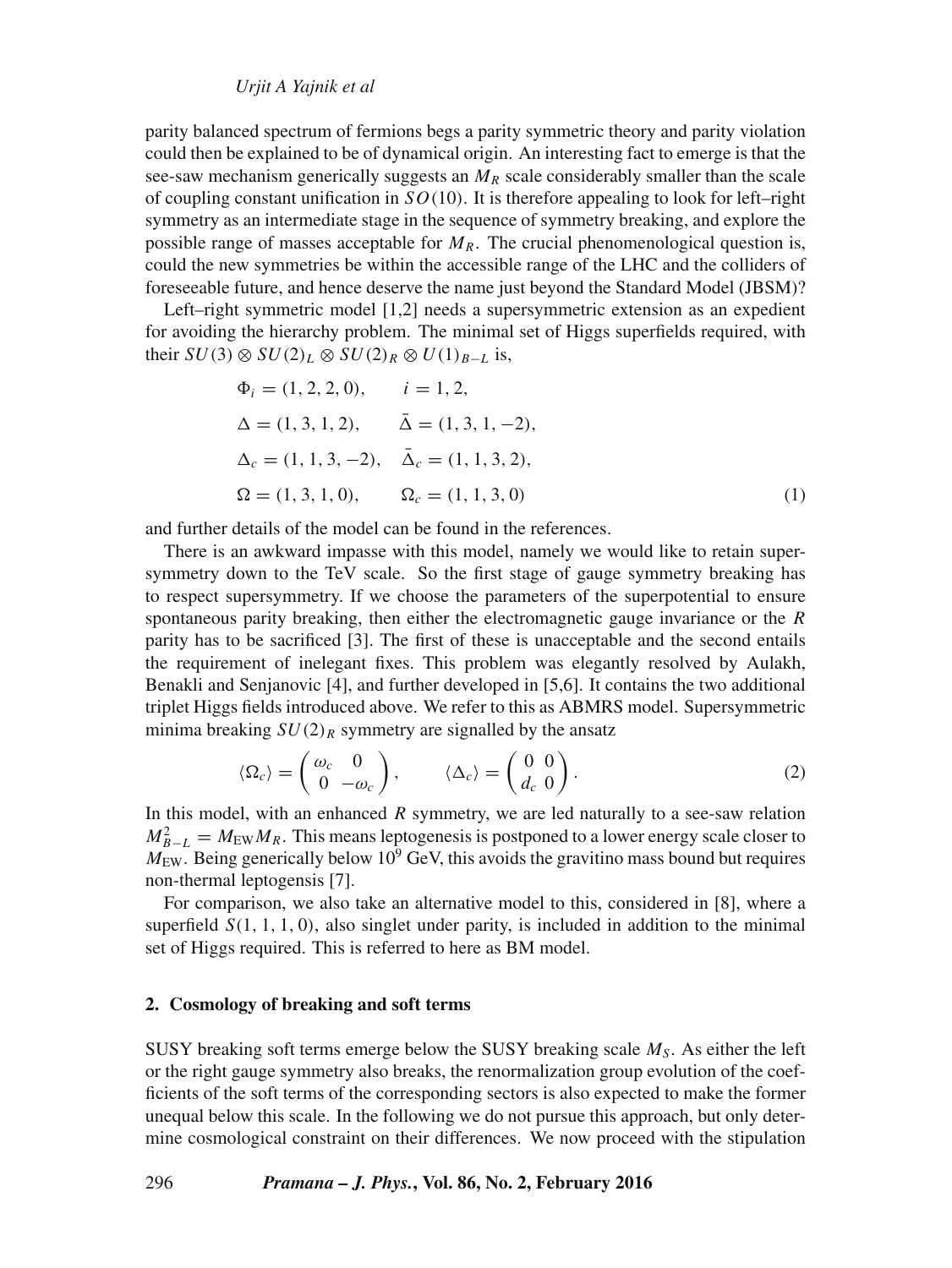parity balanced spectrum of fermions begs a parity symmetric theory and parity violation could then be explained to be of dynamical origin. An interesting fact to emerge is that the see-saw mechanism generically suggests an $M_R$ scale considerably smaller than the scale of coupling constant unification in $SO(10)$. It is therefore appealing to look for left–right symmetry as an intermediate stage in the sequence of symmetry breaking, and explore the possible range of masses acceptable for $M_R$. The crucial phenomenological question is, could the new symmetries be within the accessible range of the LHC and the colliders of foreseeable future, and hence deserve the name just beyond the Standard Model (JBSM)?

Left–right symmetric model [1,2] needs a supersymmetric extension as an expedient for avoiding the hierarchy problem. The minimal set of Higgs superfields required, with their $SU(3) \otimes SU(2)_L \otimes SU(2)_R \otimes U(1)_{B-L}$ is,

$$
\begin{aligned}
&\Phi_i = (1, 2, 2, 0), \qquad i = 1, 2, \\
&\Delta = (1, 3, 1, 2), \qquad \bar{\Delta} = (1, 3, 1, -2), \\
&\Delta_c = (1, 1, 3, -2), \quad \bar{\Delta}_c = (1, 1, 3, 2), \\
&\Omega = (1, 3, 1, 0), \qquad \Omega_c = (1, 1, 3, 0)
\end{aligned}
\tag{1}
$$

and further details of the model can be found in the references.

There is an awkward impasse with this model, namely we would like to retain supersymmetry down to the TeV scale. So the first stage of gauge symmetry breaking has to respect supersymmetry. If we choose the parameters of the superpotential to ensure spontaneous parity breaking, then either the electromagnetic gauge invariance or the $R$ parity has to be sacrificed [3]. The first of these is unacceptable and the second entails the requirement of inelegant fixes. This problem was elegantly resolved by Aulakh, Benakli and Senjanovic [4], and further developed in [5,6]. It contains the two additional triplet Higgs fields introduced above. We refer to this as ABMRS model. Supersymmetric minima breaking $SU(2)_R$ symmetry are signalled by the ansatz

$$
\langle \Omega_c \rangle = \begin{pmatrix} \omega_c & 0 \\ 0 & -\omega_c \end{pmatrix}, \qquad \langle \Delta_c \rangle = \begin{pmatrix} 0 & 0 \\ d_c & 0 \end{pmatrix}. \tag{2}
$$

In this model, with an enhanced $R$ symmetry, we are led naturally to a see-saw relation $M_{B-L}^2 = M_{\mathrm{EW}} M_R$. This means leptogenesis is postponed to a lower energy scale closer to $M_{\mathrm{EW}}$. Being generically below $10^9$ GeV, this avoids the gravitino mass bound but requires non-thermal leptogensis [7].

For comparison, we also take an alternative model to this, considered in [8], where a superfield $S(1, 1, 1, 0)$, also singlet under parity, is included in addition to the minimal set of Higgs required. This is referred to here as BM model.

## 2. Cosmology of breaking and soft terms

SUSY breaking soft terms emerge below the SUSY breaking scale $M_S$. As either the left or the right gauge symmetry also breaks, the renormalization group evolution of the coefficients of the soft terms of the corresponding sectors is also expected to make the former unequal below this scale. In the following we do not pursue this approach, but only determine cosmological constraint on their differences. We now proceed with the stipulation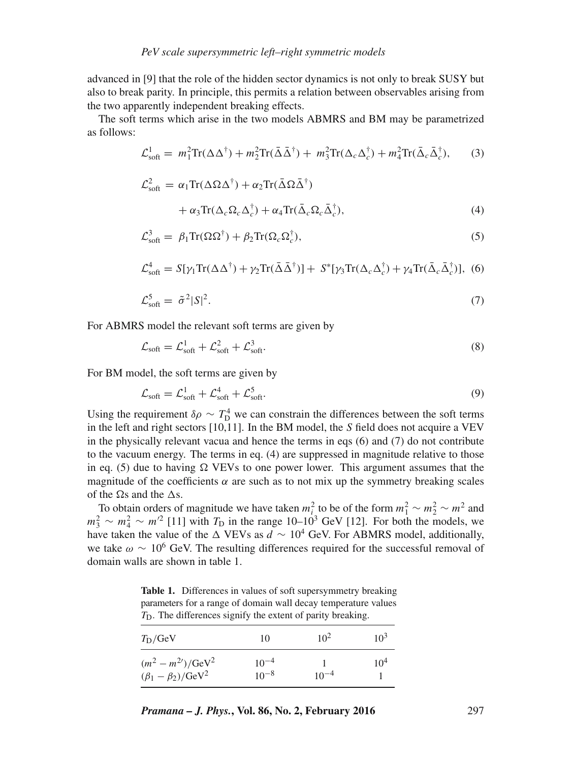advanced in [9] that the role of the hidden sector dynamics is not only to break SUSY but also to break parity. In principle, this permits a relation between observables arising from the two apparently independent breaking effects.

The soft terms which arise in the two models ABMRS and BM may be parametrized as follows:

$$\mathcal{L}^1_{\text{soft}} = m_1^2 \text{Tr}(\Delta\Delta^\dagger) + m_2^2 \text{Tr}(\bar{\Delta}\bar{\Delta}^\dagger) + m_3^2 \text{Tr}(\Delta_c\Delta_c^\dagger) + m_4^2 \text{Tr}(\bar{\Delta}_c\bar{\Delta}_c^\dagger), \tag{3}$$

$$\mathcal{L}^2_{\text{soft}} = \alpha_1 \text{Tr}(\Delta\Omega\Delta^\dagger) + \alpha_2 \text{Tr}(\bar{\Delta}\Omega\bar{\Delta}^\dagger) + \alpha_3 \text{Tr}(\Delta_c\Omega_c\Delta_c^\dagger) + \alpha_4 \text{Tr}(\bar{\Delta}_c\Omega_c\bar{\Delta}_c^\dagger), \tag{4}$$

$$\mathcal{L}^3_{\text{soft}} = \beta_1 \text{Tr}(\Omega\Omega^\dagger) + \beta_2 \text{Tr}(\Omega_c\Omega_c^\dagger), \tag{5}$$

$$\mathcal{L}^4_{\text{soft}} = S[\gamma_1 \text{Tr}(\Delta\Delta^\dagger) + \gamma_2 \text{Tr}(\bar{\Delta}\bar{\Delta}^\dagger)] + S^*[\gamma_3 \text{Tr}(\Delta_c\Delta_c^\dagger) + \gamma_4 \text{Tr}(\bar{\Delta}_c\bar{\Delta}_c^\dagger)], \tag{6}$$

$$\mathcal{L}^5_{\text{soft}} = \tilde{\sigma}^2 |S|^2. \tag{7}$$

For ABMRS model the relevant soft terms are given by

$$\mathcal{L}_{\text{soft}} = \mathcal{L}^1_{\text{soft}} + \mathcal{L}^2_{\text{soft}} + \mathcal{L}^3_{\text{soft}}. \tag{8}$$

For BM model, the soft terms are given by

$$\mathcal{L}_{\text{soft}} = \mathcal{L}^1_{\text{soft}} + \mathcal{L}^4_{\text{soft}} + \mathcal{L}^5_{\text{soft}}. \tag{9}$$

Using the requirement $\delta\rho \sim T_{\text{D}}^4$ we can constrain the differences between the soft terms in the left and right sectors [10,11]. In the BM model, the $S$ field does not acquire a VEV in the physically relevant vacua and hence the terms in eqs (6) and (7) do not contribute to the vacuum energy. The terms in eq. (4) are suppressed in magnitude relative to those in eq. (5) due to having $\Omega$ VEVs to one power lower. This argument assumes that the magnitude of the coefficients $\alpha$ are such as to not mix up the symmetry breaking scales of the $\Omega$s and the $\Delta$s.

To obtain orders of magnitude we have taken $m_i^2$ to be of the form $m_1^2 \sim m_2^2 \sim m^2$ and $m_3^2 \sim m_4^2 \sim m'^2$ [11] with $T_{\text{D}}$ in the range 10–$10^3$ GeV [12]. For both the models, we have taken the value of the $\Delta$ VEVs as $d \sim 10^4$ GeV. For ABMRS model, additionally, we take $\omega \sim 10^6$ GeV. The resulting differences required for the successful removal of domain walls are shown in table 1.

**Table 1.** Differences in values of soft supersymmetry breaking parameters for a range of domain wall decay temperature values $T_{\text{D}}$. The differences signify the extent of parity breaking.

| $T_{\text{D}}$/GeV | 10 | $10^2$ | $10^3$ |
|---|---|---|---|
| $(m^2 - m^{2\prime})$/GeV$^2$ | $10^{-4}$ | 1 | $10^4$ |
| $(\beta_1 - \beta_2)$/GeV$^2$ | $10^{-8}$ | $10^{-4}$ | 1 |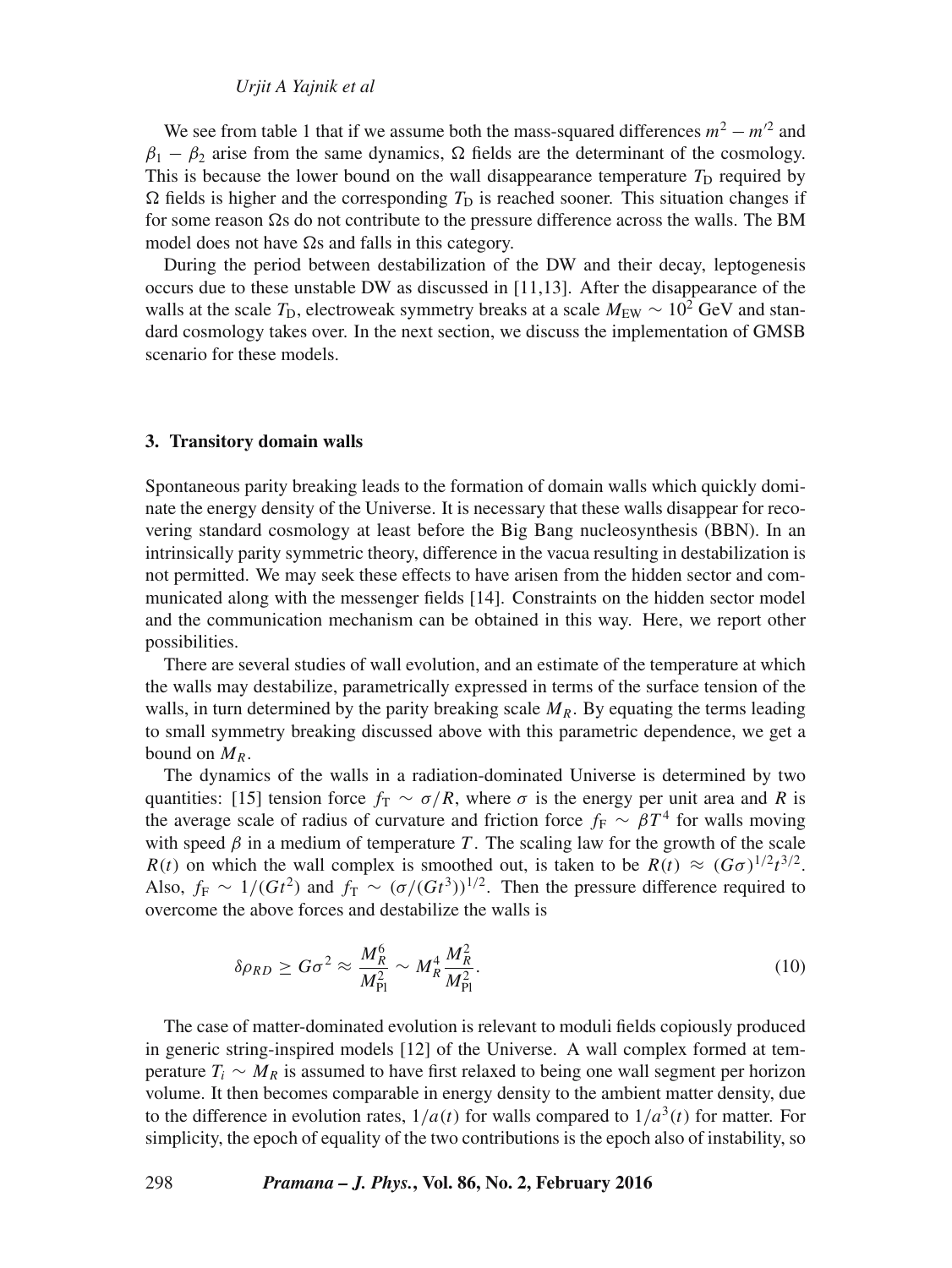We see from table 1 that if we assume both the mass-squared differences $m^2 - m'^2$ and $\beta_1 - \beta_2$ arise from the same dynamics, $\Omega$ fields are the determinant of the cosmology. This is because the lower bound on the wall disappearance temperature $T_{\rm D}$ required by $\Omega$ fields is higher and the corresponding $T_{\rm D}$ is reached sooner. This situation changes if for some reason $\Omega$s do not contribute to the pressure difference across the walls. The BM model does not have $\Omega$s and falls in this category.

During the period between destabilization of the DW and their decay, leptogenesis occurs due to these unstable DW as discussed in [11,13]. After the disappearance of the walls at the scale $T_{\rm D}$, electroweak symmetry breaks at a scale $M_{\rm EW} \sim 10^2$ GeV and standard cosmology takes over. In the next section, we discuss the implementation of GMSB scenario for these models.

### 3. Transitory domain walls

Spontaneous parity breaking leads to the formation of domain walls which quickly dominate the energy density of the Universe. It is necessary that these walls disappear for recovering standard cosmology at least before the Big Bang nucleosynthesis (BBN). In an intrinsically parity symmetric theory, difference in the vacua resulting in destabilization is not permitted. We may seek these effects to have arisen from the hidden sector and communicated along with the messenger fields [14]. Constraints on the hidden sector model and the communication mechanism can be obtained in this way. Here, we report other possibilities.

There are several studies of wall evolution, and an estimate of the temperature at which the walls may destabilize, parametrically expressed in terms of the surface tension of the walls, in turn determined by the parity breaking scale $M_R$. By equating the terms leading to small symmetry breaking discussed above with this parametric dependence, we get a bound on $M_R$.

The dynamics of the walls in a radiation-dominated Universe is determined by two quantities: [15] tension force $f_{\rm T} \sim \sigma/R$, where $\sigma$ is the energy per unit area and $R$ is the average scale of radius of curvature and friction force $f_{\rm F} \sim \beta T^4$ for walls moving with speed $\beta$ in a medium of temperature $T$. The scaling law for the growth of the scale $R(t)$ on which the wall complex is smoothed out, is taken to be $R(t) \approx (G\sigma)^{1/2} t^{3/2}$. Also, $f_{\rm F} \sim 1/(Gt^2)$ and $f_{\rm T} \sim (\sigma/(Gt^3))^{1/2}$. Then the pressure difference required to overcome the above forces and destabilize the walls is

$$\delta\rho_{RD} \geq G\sigma^2 \approx \frac{M_R^6}{M_{\rm Pl}^2} \sim M_R^4 \frac{M_R^2}{M_{\rm Pl}^2}. \tag{10}$$

The case of matter-dominated evolution is relevant to moduli fields copiously produced in generic string-inspired models [12] of the Universe. A wall complex formed at temperature $T_i \sim M_R$ is assumed to have first relaxed to being one wall segment per horizon volume. It then becomes comparable in energy density to the ambient matter density, due to the difference in evolution rates, $1/a(t)$ for walls compared to $1/a^3(t)$ for matter. For simplicity, the epoch of equality of the two contributions is the epoch also of instability, so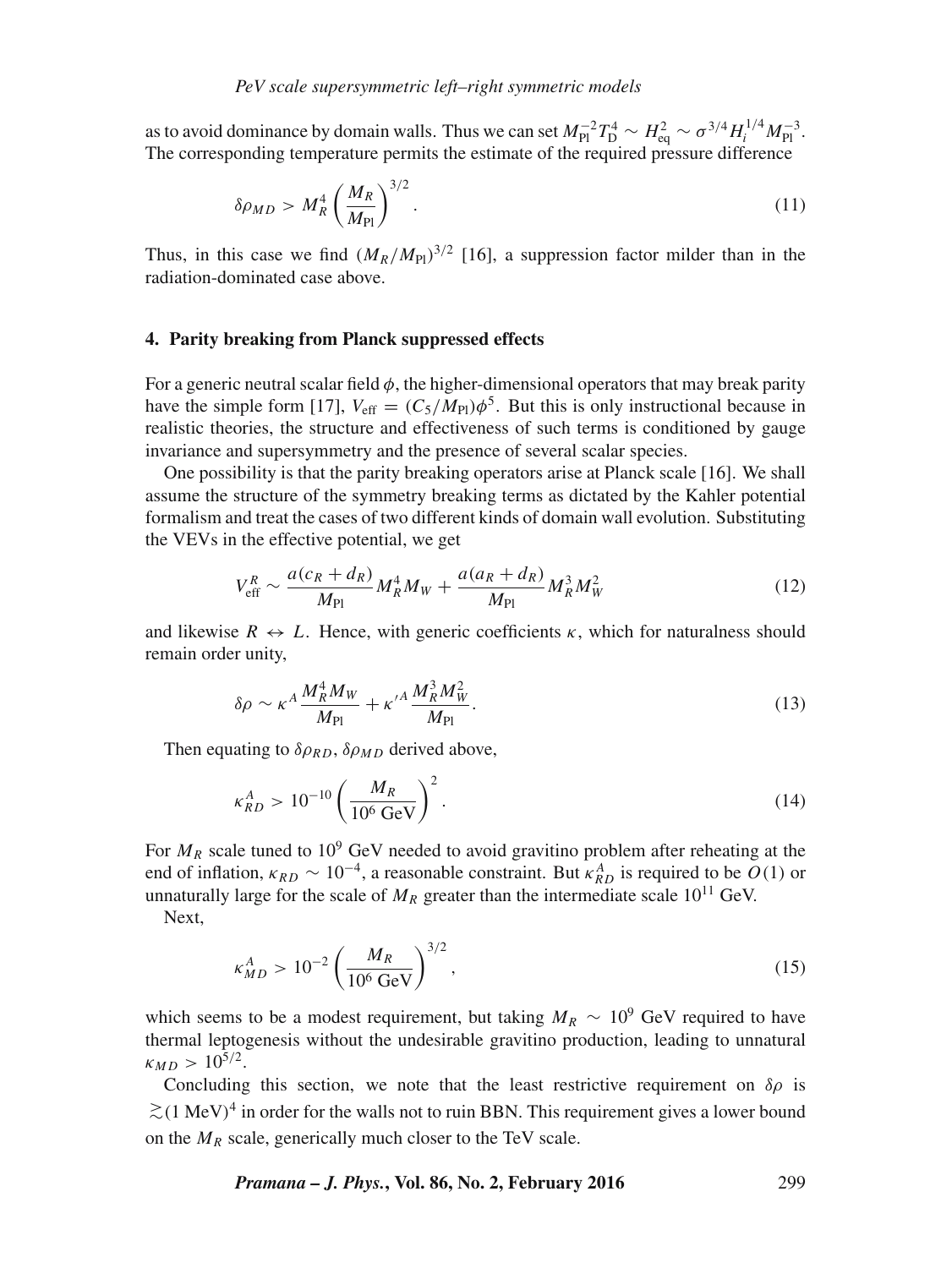as to avoid dominance by domain walls. Thus we can set $M_{\rm Pl}^{-2}T_{\rm D}^4 \sim H_{\rm eq}^2 \sim \sigma^{3/4}H_i^{1/4}M_{\rm Pl}^{-3}$. The corresponding temperature permits the estimate of the required pressure difference

$$\delta\rho_{MD} > M_R^4\left(\frac{M_R}{M_{\rm Pl}}\right)^{3/2}. \tag{11}$$

Thus, in this case we find $(M_R/M_{\rm Pl})^{3/2}$ [16], a suppression factor milder than in the radiation-dominated case above.

## 4. Parity breaking from Planck suppressed effects

For a generic neutral scalar field $\phi$, the higher-dimensional operators that may break parity have the simple form [17], $V_{\rm eff} = (C_5/M_{\rm Pl})\phi^5$. But this is only instructional because in realistic theories, the structure and effectiveness of such terms is conditioned by gauge invariance and supersymmetry and the presence of several scalar species.

One possibility is that the parity breaking operators arise at Planck scale [16]. We shall assume the structure of the symmetry breaking terms as dictated by the Kahler potential formalism and treat the cases of two different kinds of domain wall evolution. Substituting the VEVs in the effective potential, we get

$$V_{\rm eff}^R \sim \frac{a(c_R+d_R)}{M_{\rm Pl}}M_R^4M_W + \frac{a(a_R+d_R)}{M_{\rm Pl}}M_R^3M_W^2 \tag{12}$$

and likewise $R \leftrightarrow L$. Hence, with generic coefficients $\kappa$, which for naturalness should remain order unity,

$$\delta\rho \sim \kappa^A\frac{M_R^4M_W}{M_{\rm Pl}} + \kappa'^A\frac{M_R^3M_W^2}{M_{\rm Pl}}. \tag{13}$$

Then equating to $\delta\rho_{RD}$, $\delta\rho_{MD}$ derived above,

$$\kappa_{RD}^A > 10^{-10}\left(\frac{M_R}{10^6\ \text{GeV}}\right)^2. \tag{14}$$

For $M_R$ scale tuned to $10^9$ GeV needed to avoid gravitino problem after reheating at the end of inflation, $\kappa_{RD} \sim 10^{-4}$, a reasonable constraint. But $\kappa_{RD}^A$ is required to be $O(1)$ or unnaturally large for the scale of $M_R$ greater than the intermediate scale $10^{11}$ GeV.

Next,

$$\kappa_{MD}^A > 10^{-2}\left(\frac{M_R}{10^6\ \text{GeV}}\right)^{3/2}, \tag{15}$$

which seems to be a modest requirement, but taking $M_R \sim 10^9$ GeV required to have thermal leptogenesis without the undesirable gravitino production, leading to unnatural $\kappa_{MD} > 10^{5/2}$.

Concluding this section, we note that the least restrictive requirement on $\delta\rho$ is $\gtrsim(1\ \text{MeV})^4$ in order for the walls not to ruin BBN. This requirement gives a lower bound on the $M_R$ scale, generically much closer to the TeV scale.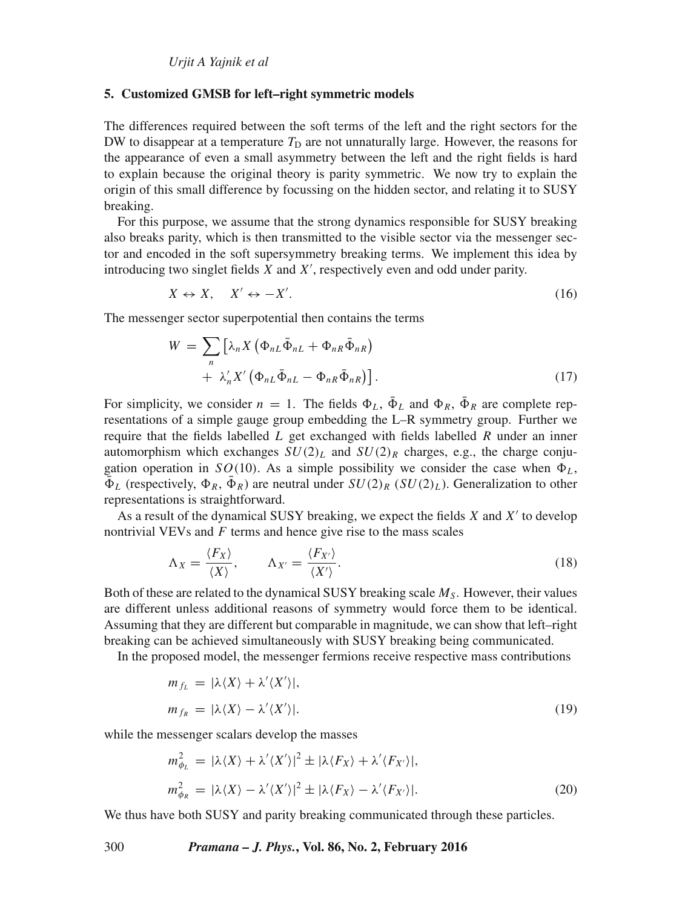## 5. Customized GMSB for left–right symmetric models

The differences required between the soft terms of the left and the right sectors for the DW to disappear at a temperature $T_D$ are not unnaturally large. However, the reasons for the appearance of even a small asymmetry between the left and the right fields is hard to explain because the original theory is parity symmetric. We now try to explain the origin of this small difference by focussing on the hidden sector, and relating it to SUSY breaking.

For this purpose, we assume that the strong dynamics responsible for SUSY breaking also breaks parity, which is then transmitted to the visible sector via the messenger sector and encoded in the soft supersymmetry breaking terms. We implement this idea by introducing two singlet fields $X$ and $X'$, respectively even and odd under parity.

$$X \leftrightarrow X, \quad X' \leftrightarrow -X'. \tag{16}$$

The messenger sector superpotential then contains the terms

$$\begin{aligned} W = \sum_n \big[ & \lambda_n X \left( \Phi_{nL} \bar{\Phi}_{nL} + \Phi_{nR} \bar{\Phi}_{nR} \right) \\ & + \lambda'_n X' \left( \Phi_{nL} \bar{\Phi}_{nL} - \Phi_{nR} \bar{\Phi}_{nR} \right) \big]. \end{aligned} \tag{17}$$

For simplicity, we consider $n = 1$. The fields $\Phi_L$, $\bar{\Phi}_L$ and $\Phi_R$, $\bar{\Phi}_R$ are complete representations of a simple gauge group embedding the L–R symmetry group. Further we require that the fields labelled $L$ get exchanged with fields labelled $R$ under an inner automorphism which exchanges $SU(2)_L$ and $SU(2)_R$ charges, e.g., the charge conjugation operation in $SO(10)$. As a simple possibility we consider the case when $\Phi_L$, $\bar{\Phi}_L$ (respectively, $\Phi_R$, $\bar{\Phi}_R$) are neutral under $SU(2)_R$ ($SU(2)_L$). Generalization to other representations is straightforward.

As a result of the dynamical SUSY breaking, we expect the fields $X$ and $X'$ to develop nontrivial VEVs and $F$ terms and hence give rise to the mass scales

$$\Lambda_X = \frac{\langle F_X \rangle}{\langle X \rangle}, \qquad \Lambda_{X'} = \frac{\langle F_{X'} \rangle}{\langle X' \rangle}. \tag{18}$$

Both of these are related to the dynamical SUSY breaking scale $M_S$. However, their values are different unless additional reasons of symmetry would force them to be identical. Assuming that they are different but comparable in magnitude, we can show that left–right breaking can be achieved simultaneously with SUSY breaking being communicated.

In the proposed model, the messenger fermions receive respective mass contributions

$$\begin{aligned} m_{f_L} &= |\lambda \langle X \rangle + \lambda' \langle X' \rangle|, \\ m_{f_R} &= |\lambda \langle X \rangle - \lambda' \langle X' \rangle|. \end{aligned} \tag{19}$$

while the messenger scalars develop the masses

$$\begin{aligned} m^2_{\phi_L} &= |\lambda \langle X \rangle + \lambda' \langle X' \rangle|^2 \pm |\lambda \langle F_X \rangle + \lambda' \langle F_{X'} \rangle|, \\ m^2_{\phi_R} &= |\lambda \langle X \rangle - \lambda' \langle X' \rangle|^2 \pm |\lambda \langle F_X \rangle - \lambda' \langle F_{X'} \rangle|. \end{aligned} \tag{20}$$

We thus have both SUSY and parity breaking communicated through these particles.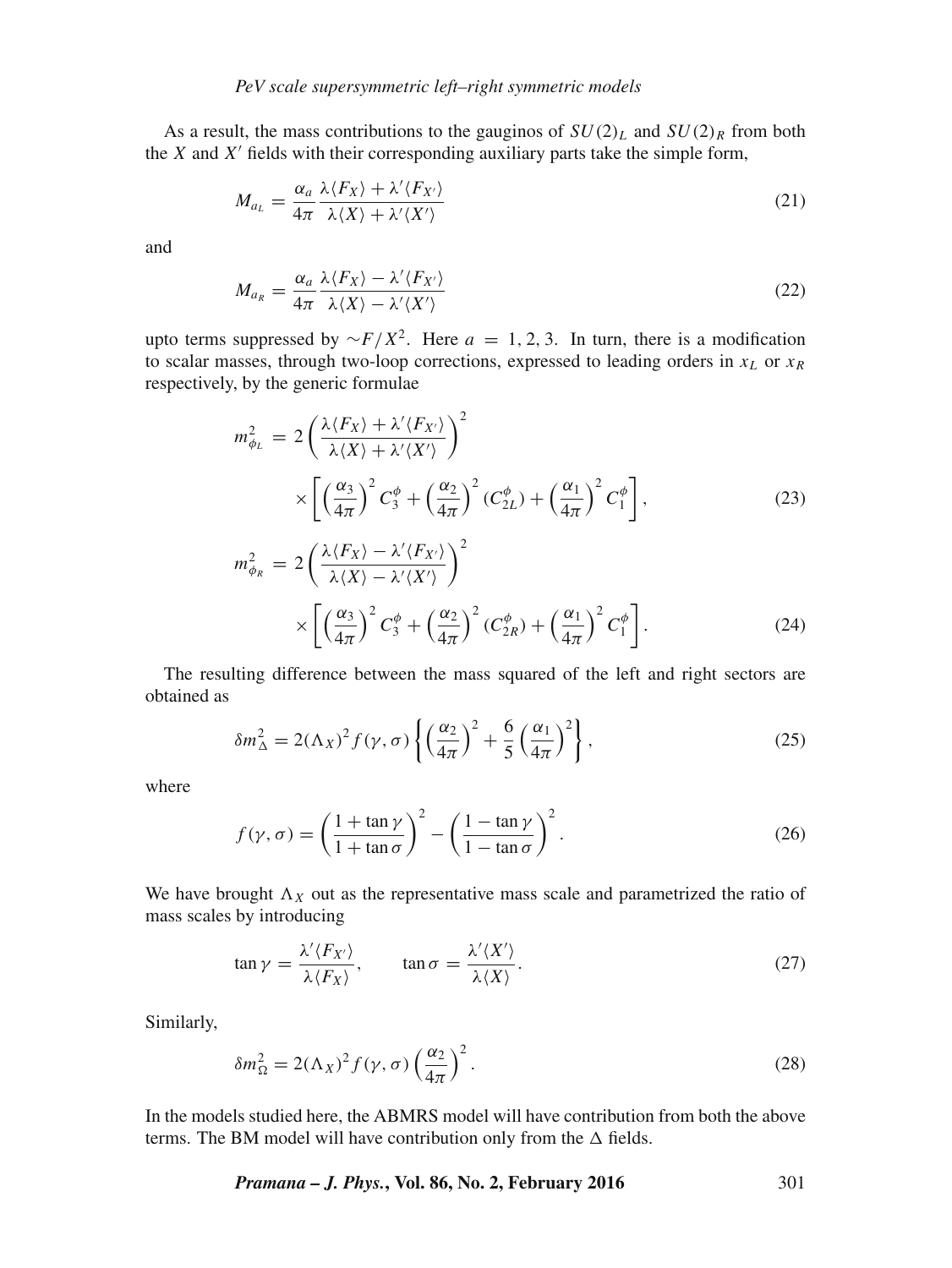As a result, the mass contributions to the gauginos of $SU(2)_L$ and $SU(2)_R$ from both the $X$ and $X'$ fields with their corresponding auxiliary parts take the simple form,

$$M_{a_L} = \frac{\alpha_a}{4\pi} \frac{\lambda\langle F_X\rangle + \lambda'\langle F_{X'}\rangle}{\lambda\langle X\rangle + \lambda'\langle X'\rangle} \tag{21}$$

and

$$M_{a_R} = \frac{\alpha_a}{4\pi} \frac{\lambda\langle F_X\rangle - \lambda'\langle F_{X'}\rangle}{\lambda\langle X\rangle - \lambda'\langle X'\rangle} \tag{22}$$

upto terms suppressed by $\sim F/X^2$. Here $a = 1, 2, 3$. In turn, there is a modification to scalar masses, through two-loop corrections, expressed to leading orders in $x_L$ or $x_R$ respectively, by the generic formulae

$$\begin{aligned} m^2_{\phi_L} &= 2\left(\frac{\lambda\langle F_X\rangle + \lambda'\langle F_{X'}\rangle}{\lambda\langle X\rangle + \lambda'\langle X'\rangle}\right)^2 \\ &\quad \times \left[\left(\frac{\alpha_3}{4\pi}\right)^2 C_3^\phi + \left(\frac{\alpha_2}{4\pi}\right)^2 (C_{2L}^\phi) + \left(\frac{\alpha_1}{4\pi}\right)^2 C_1^\phi\right], \end{aligned} \tag{23}$$

$$\begin{aligned} m^2_{\phi_R} &= 2\left(\frac{\lambda\langle F_X\rangle - \lambda'\langle F_{X'}\rangle}{\lambda\langle X\rangle - \lambda'\langle X'\rangle}\right)^2 \\ &\quad \times \left[\left(\frac{\alpha_3}{4\pi}\right)^2 C_3^\phi + \left(\frac{\alpha_2}{4\pi}\right)^2 (C_{2R}^\phi) + \left(\frac{\alpha_1}{4\pi}\right)^2 C_1^\phi\right]. \end{aligned} \tag{24}$$

The resulting difference between the mass squared of the left and right sectors are obtained as

$$\delta m^2_\Delta = 2(\Lambda_X)^2 f(\gamma,\sigma)\left\{\left(\frac{\alpha_2}{4\pi}\right)^2 + \frac{6}{5}\left(\frac{\alpha_1}{4\pi}\right)^2\right\}, \tag{25}$$

where

$$f(\gamma,\sigma) = \left(\frac{1+\tan\gamma}{1+\tan\sigma}\right)^2 - \left(\frac{1-\tan\gamma}{1-\tan\sigma}\right)^2. \tag{26}$$

We have brought $\Lambda_X$ out as the representative mass scale and parametrized the ratio of mass scales by introducing

$$\tan\gamma = \frac{\lambda'\langle F_{X'}\rangle}{\lambda\langle F_X\rangle}, \qquad \tan\sigma = \frac{\lambda'\langle X'\rangle}{\lambda\langle X\rangle}. \tag{27}$$

Similarly,

$$\delta m^2_\Omega = 2(\Lambda_X)^2 f(\gamma,\sigma)\left(\frac{\alpha_2}{4\pi}\right)^2. \tag{28}$$

In the models studied here, the ABMRS model will have contribution from both the above terms. The BM model will have contribution only from the $\Delta$ fields.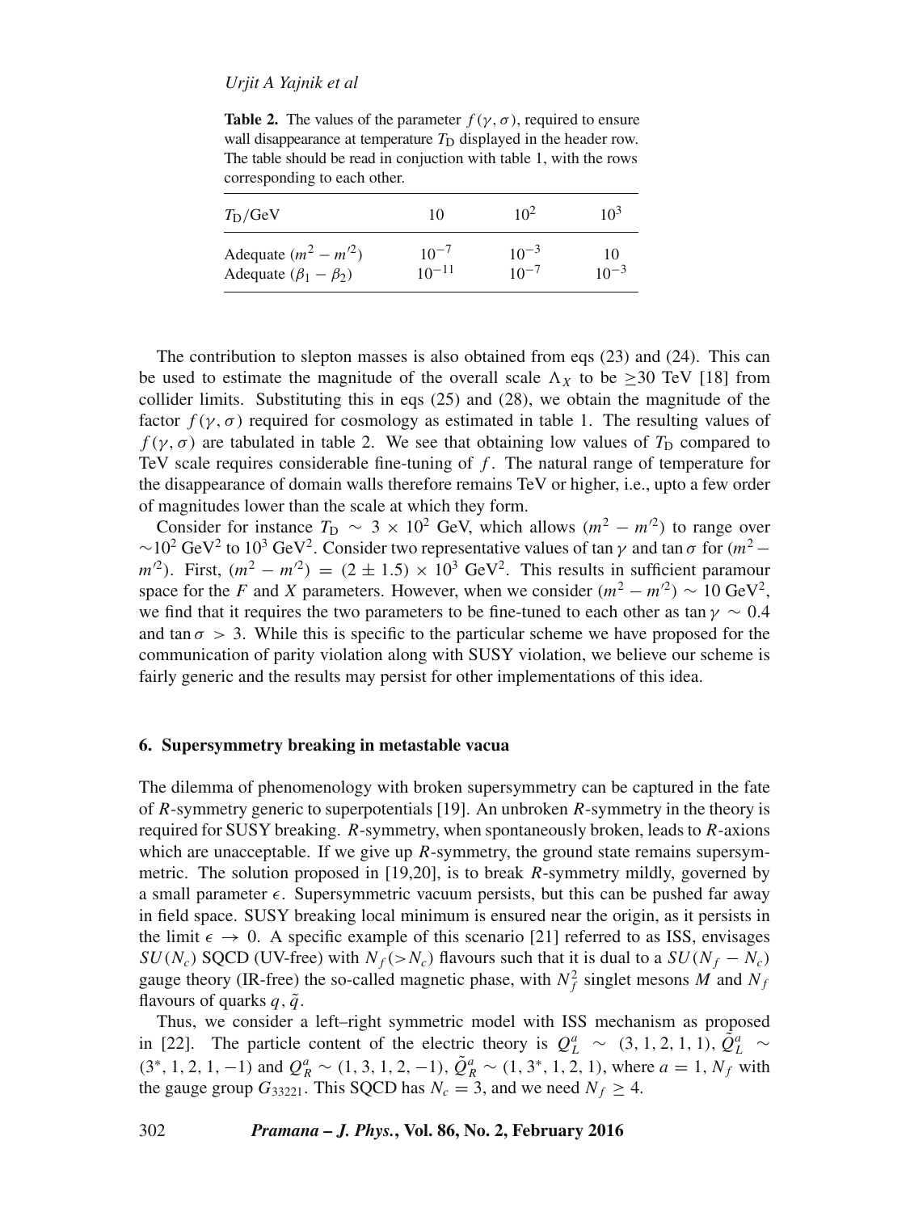**Table 2.** The values of the parameter $f(\gamma, \sigma)$, required to ensure wall disappearance at temperature $T_D$ displayed in the header row. The table should be read in conjuction with table 1, with the rows corresponding to each other.

| $T_D$/GeV | 10 | $10^2$ | $10^3$ |
|---|---|---|---|
| Adequate $(m^2 - m'^2)$ | $10^{-7}$ | $10^{-3}$ | 10 |
| Adequate $(\beta_1 - \beta_2)$ | $10^{-11}$ | $10^{-7}$ | $10^{-3}$ |

The contribution to slepton masses is also obtained from eqs (23) and (24). This can be used to estimate the magnitude of the overall scale $\Lambda_X$ to be $\geq$30 TeV [18] from collider limits. Substituting this in eqs (25) and (28), we obtain the magnitude of the factor $f(\gamma, \sigma)$ required for cosmology as estimated in table 1. The resulting values of $f(\gamma, \sigma)$ are tabulated in table 2. We see that obtaining low values of $T_D$ compared to TeV scale requires considerable fine-tuning of $f$. The natural range of temperature for the disappearance of domain walls therefore remains TeV or higher, i.e., upto a few order of magnitudes lower than the scale at which they form.

Consider for instance $T_D \sim 3 \times 10^2$ GeV, which allows $(m^2 - m'^2)$ to range over $\sim 10^2$ GeV$^2$ to $10^3$ GeV$^2$. Consider two representative values of $\tan\gamma$ and $\tan\sigma$ for $(m^2 - m'^2)$. First, $(m^2 - m'^2) = (2 \pm 1.5) \times 10^3$ GeV$^2$. This results in sufficient paramour space for the $F$ and $X$ parameters. However, when we consider $(m^2 - m'^2) \sim 10$ GeV$^2$, we find that it requires the two parameters to be fine-tuned to each other as $\tan\gamma \sim 0.4$ and $\tan\sigma > 3$. While this is specific to the particular scheme we have proposed for the communication of parity violation along with SUSY violation, we believe our scheme is fairly generic and the results may persist for other implementations of this idea.

## 6. Supersymmetry breaking in metastable vacua

The dilemma of phenomenology with broken supersymmetry can be captured in the fate of $R$-symmetry generic to superpotentials [19]. An unbroken $R$-symmetry in the theory is required for SUSY breaking. $R$-symmetry, when spontaneously broken, leads to $R$-axions which are unacceptable. If we give up $R$-symmetry, the ground state remains supersymmetric. The solution proposed in [19,20], is to break $R$-symmetry mildly, governed by a small parameter $\epsilon$. Supersymmetric vacuum persists, but this can be pushed far away in field space. SUSY breaking local minimum is ensured near the origin, as it persists in the limit $\epsilon \to 0$. A specific example of this scenario [21] referred to as ISS, envisages $SU(N_c)$ SQCD (UV-free) with $N_f (> N_c)$ flavours such that it is dual to a $SU(N_f - N_c)$ gauge theory (IR-free) the so-called magnetic phase, with $N_f^2$ singlet mesons $M$ and $N_f$ flavours of quarks $q, \tilde{q}$.

Thus, we consider a left–right symmetric model with ISS mechanism as proposed in [22]. The particle content of the electric theory is $Q_L^a \sim (3, 1, 2, 1, 1)$, $\tilde{Q}_L^a \sim (3^*, 1, 2, 1, -1)$ and $Q_R^a \sim (1, 3, 1, 2, -1)$, $\tilde{Q}_R^a \sim (1, 3^*, 1, 2, 1)$, where $a = 1, N_f$ with the gauge group $G_{33221}$. This SQCD has $N_c = 3$, and we need $N_f \geq 4$.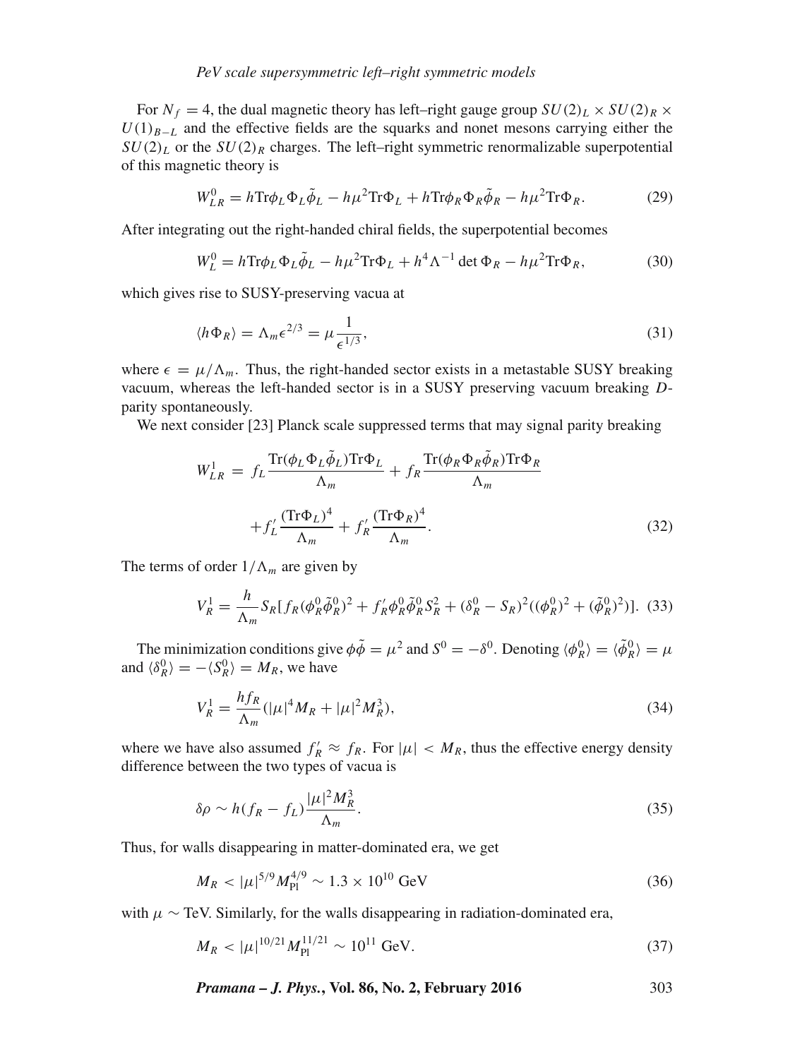For $N_f = 4$, the dual magnetic theory has left–right gauge group $SU(2)_L \times SU(2)_R \times U(1)_{B-L}$ and the effective fields are the squarks and nonet mesons carrying either the $SU(2)_L$ or the $SU(2)_R$ charges. The left–right symmetric renormalizable superpotential of this magnetic theory is

$$W^0_{LR} = h\mathrm{Tr}\phi_L\Phi_L\tilde{\phi}_L - h\mu^2\mathrm{Tr}\Phi_L + h\mathrm{Tr}\phi_R\Phi_R\tilde{\phi}_R - h\mu^2\mathrm{Tr}\Phi_R. \tag{29}$$

After integrating out the right-handed chiral fields, the superpotential becomes

$$W^0_L = h\mathrm{Tr}\phi_L\Phi_L\tilde{\phi}_L - h\mu^2\mathrm{Tr}\Phi_L + h^4\Lambda^{-1}\det\Phi_R - h\mu^2\mathrm{Tr}\Phi_R, \tag{30}$$

which gives rise to SUSY-preserving vacua at

$$\langle h\Phi_R\rangle = \Lambda_m\epsilon^{2/3} = \mu\frac{1}{\epsilon^{1/3}}, \tag{31}$$

where $\epsilon = \mu/\Lambda_m$. Thus, the right-handed sector exists in a metastable SUSY breaking vacuum, whereas the left-handed sector is in a SUSY preserving vacuum breaking $D$-parity spontaneously.

We next consider [23] Planck scale suppressed terms that may signal parity breaking

$$\begin{aligned} W^1_{LR} = \; & f_L\frac{\mathrm{Tr}(\phi_L\Phi_L\tilde{\phi}_L)\mathrm{Tr}\Phi_L}{\Lambda_m} + f_R\frac{\mathrm{Tr}(\phi_R\Phi_R\tilde{\phi}_R)\mathrm{Tr}\Phi_R}{\Lambda_m} \\ & + f'_L\frac{(\mathrm{Tr}\Phi_L)^4}{\Lambda_m} + f'_R\frac{(\mathrm{Tr}\Phi_R)^4}{\Lambda_m}. \end{aligned} \tag{32}$$

The terms of order $1/\Lambda_m$ are given by

$$V^1_R = \frac{h}{\Lambda_m}S_R[f_R(\phi^0_R\tilde{\phi}^0_R)^2 + f'_R\phi^0_R\tilde{\phi}^0_R S^2_R + (\delta^0_R - S_R)^2((\phi^0_R)^2 + (\tilde{\phi}^0_R)^2)]. \tag{33}$$

The minimization conditions give $\phi\tilde{\phi} = \mu^2$ and $S^0 = -\delta^0$. Denoting $\langle\phi^0_R\rangle = \langle\tilde{\phi}^0_R\rangle = \mu$ and $\langle\delta^0_R\rangle = -\langle S^0_R\rangle = M_R$, we have

$$V^1_R = \frac{hf_R}{\Lambda_m}(|\mu|^4 M_R + |\mu|^2 M^3_R), \tag{34}$$

where we have also assumed $f'_R \approx f_R$. For $|\mu| < M_R$, thus the effective energy density difference between the two types of vacua is

$$\delta\rho \sim h(f_R - f_L)\frac{|\mu|^2 M^3_R}{\Lambda_m}. \tag{35}$$

Thus, for walls disappearing in matter-dominated era, we get

$$M_R < |\mu|^{5/9}M^{4/9}_{\mathrm{Pl}} \sim 1.3 \times 10^{10}\ \mathrm{GeV} \tag{36}$$

with $\mu \sim$ TeV. Similarly, for the walls disappearing in radiation-dominated era,

$$M_R < |\mu|^{10/21}M^{11/21}_{\mathrm{Pl}} \sim 10^{11}\ \mathrm{GeV}. \tag{37}$$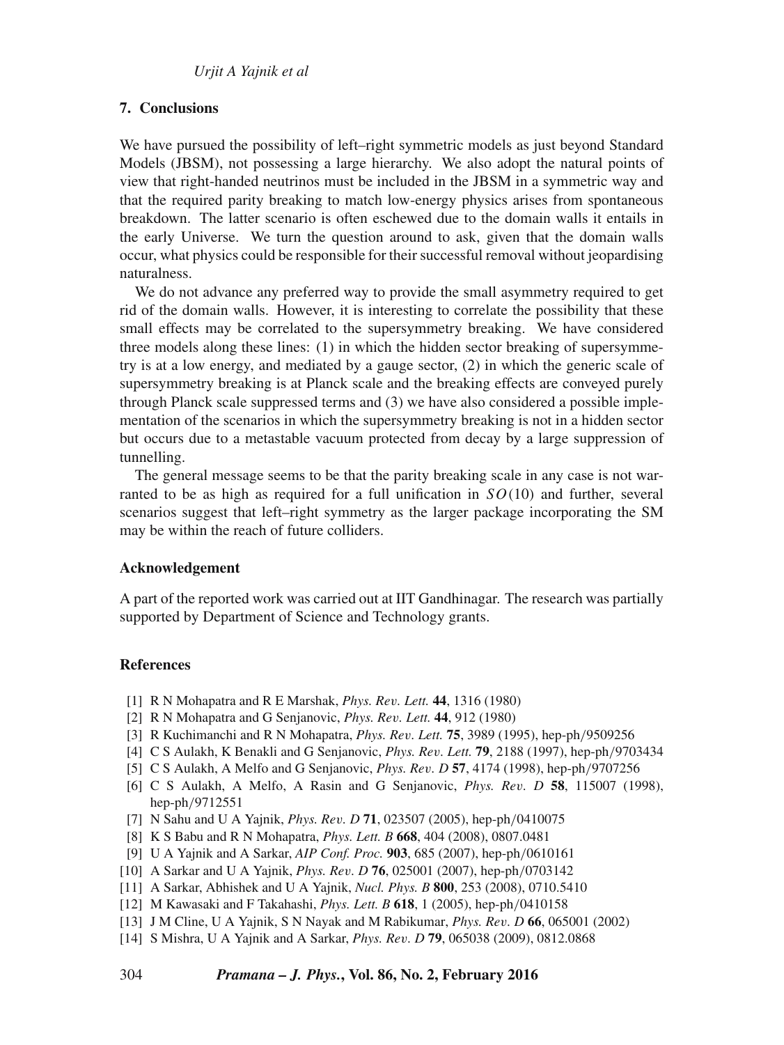## 7. Conclusions

We have pursued the possibility of left–right symmetric models as just beyond Standard Models (JBSM), not possessing a large hierarchy. We also adopt the natural points of view that right-handed neutrinos must be included in the JBSM in a symmetric way and that the required parity breaking to match low-energy physics arises from spontaneous breakdown. The latter scenario is often eschewed due to the domain walls it entails in the early Universe. We turn the question around to ask, given that the domain walls occur, what physics could be responsible for their successful removal without jeopardising naturalness.

We do not advance any preferred way to provide the small asymmetry required to get rid of the domain walls. However, it is interesting to correlate the possibility that these small effects may be correlated to the supersymmetry breaking. We have considered three models along these lines: (1) in which the hidden sector breaking of supersymmetry is at a low energy, and mediated by a gauge sector, (2) in which the generic scale of supersymmetry breaking is at Planck scale and the breaking effects are conveyed purely through Planck scale suppressed terms and (3) we have also considered a possible implementation of the scenarios in which the supersymmetry breaking is not in a hidden sector but occurs due to a metastable vacuum protected from decay by a large suppression of tunnelling.

The general message seems to be that the parity breaking scale in any case is not warranted to be as high as required for a full unification in $SO(10)$ and further, several scenarios suggest that left–right symmetry as the larger package incorporating the SM may be within the reach of future colliders.

## Acknowledgement

A part of the reported work was carried out at IIT Gandhinagar. The research was partially supported by Department of Science and Technology grants.

## References

[1] R N Mohapatra and R E Marshak, *Phys. Rev. Lett.* **44**, 1316 (1980)

[2] R N Mohapatra and G Senjanovic, *Phys. Rev. Lett.* **44**, 912 (1980)

[3] R Kuchimanchi and R N Mohapatra, *Phys. Rev. Lett.* **75**, 3989 (1995), hep-ph/9509256

[4] C S Aulakh, K Benakli and G Senjanovic, *Phys. Rev. Lett.* **79**, 2188 (1997), hep-ph/9703434

[5] C S Aulakh, A Melfo and G Senjanovic, *Phys. Rev. D* **57**, 4174 (1998), hep-ph/9707256

[6] C S Aulakh, A Melfo, A Rasin and G Senjanovic, *Phys. Rev. D* **58**, 115007 (1998), hep-ph/9712551

[7] N Sahu and U A Yajnik, *Phys. Rev. D* **71**, 023507 (2005), hep-ph/0410075

[8] K S Babu and R N Mohapatra, *Phys. Lett. B* **668**, 404 (2008), 0807.0481

[9] U A Yajnik and A Sarkar, *AIP Conf. Proc.* **903**, 685 (2007), hep-ph/0610161

[10] A Sarkar and U A Yajnik, *Phys. Rev. D* **76**, 025001 (2007), hep-ph/0703142

[11] A Sarkar, Abhishek and U A Yajnik, *Nucl. Phys. B* **800**, 253 (2008), 0710.5410

[12] M Kawasaki and F Takahashi, *Phys. Lett. B* **618**, 1 (2005), hep-ph/0410158

[13] J M Cline, U A Yajnik, S N Nayak and M Rabikumar, *Phys. Rev. D* **66**, 065001 (2002)

[14] S Mishra, U A Yajnik and A Sarkar, *Phys. Rev. D* **79**, 065038 (2009), 0812.0868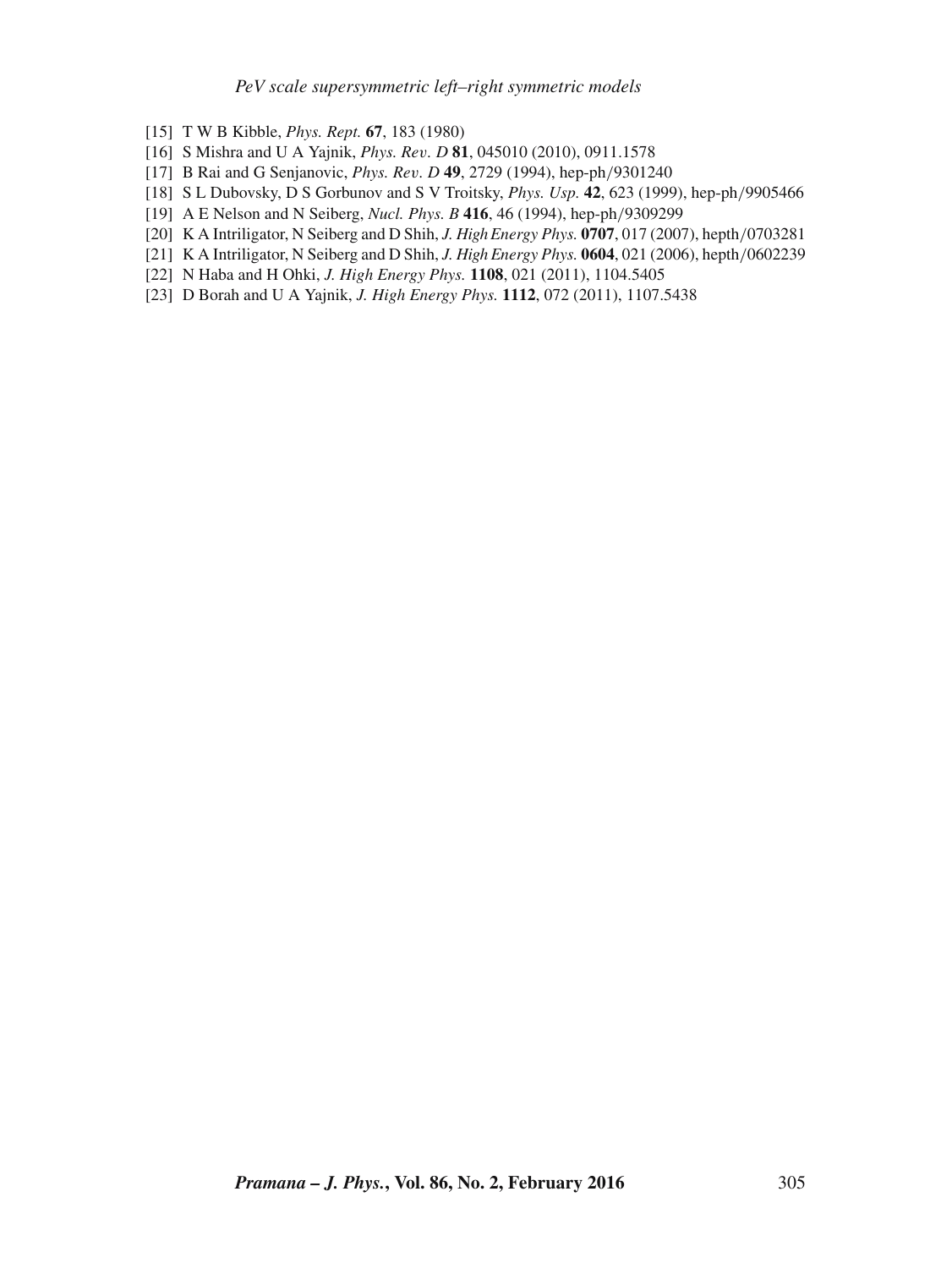[15] T W B Kibble, *Phys. Rept.* **67**, 183 (1980)

[16] S Mishra and U A Yajnik, *Phys. Rev. D* **81**, 045010 (2010), 0911.1578

[17] B Rai and G Senjanovic, *Phys. Rev. D* **49**, 2729 (1994), hep-ph/9301240

[18] S L Dubovsky, D S Gorbunov and S V Troitsky, *Phys. Usp.* **42**, 623 (1999), hep-ph/9905466

[19] A E Nelson and N Seiberg, *Nucl. Phys. B* **416**, 46 (1994), hep-ph/9309299

[20] K A Intriligator, N Seiberg and D Shih, *J. High Energy Phys.* **0707**, 017 (2007), hepth/0703281

[21] K A Intriligator, N Seiberg and D Shih, *J. High Energy Phys.* **0604**, 021 (2006), hepth/0602239

[22] N Haba and H Ohki, *J. High Energy Phys.* **1108**, 021 (2011), 1104.5405

[23] D Borah and U A Yajnik, *J. High Energy Phys.* **1112**, 072 (2011), 1107.5438